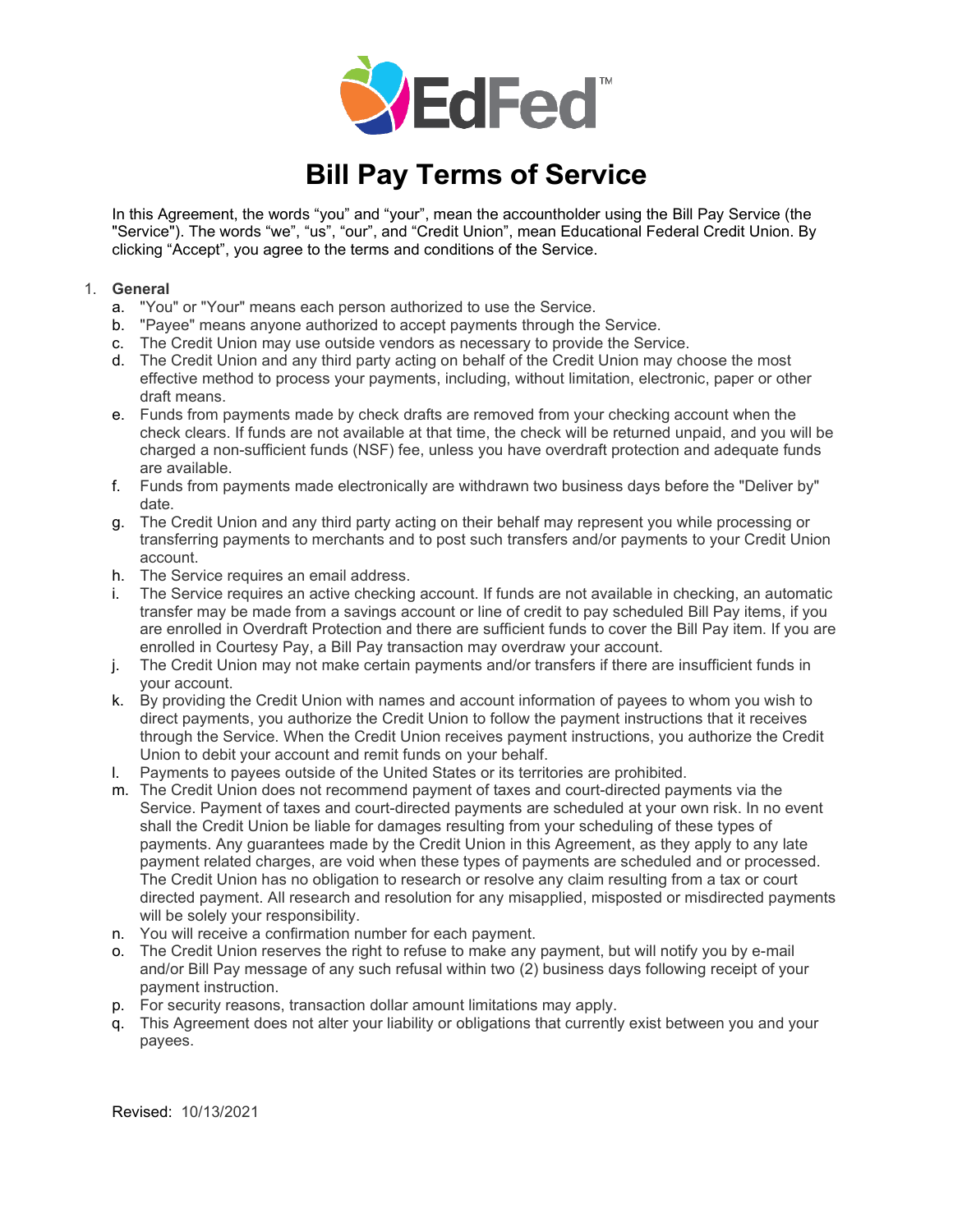# Bill Pay Terms of Service

In this Agreement, the words "you" and "your", mean the accountholder using the Bill Pay Service (the "Service"). The words "we", "us", "our", and "Credit Union", mean Educational Federal Credit Union. By clicking "Accept", you agree to the terms and conditions of the Service.

1. **General**
   a. "You" or "Your" means each person authorized to use the Service.
   b. "Payee" means anyone authorized to accept payments through the Service.
   c. The Credit Union may use outside vendors as necessary to provide the Service.
   d. The Credit Union and any third party acting on behalf of the Credit Union may choose the most effective method to process your payments, including, without limitation, electronic, paper or other draft means.
   e. Funds from payments made by check drafts are removed from your checking account when the check clears. If funds are not available at that time, the check will be returned unpaid, and you will be charged a non-sufficient funds (NSF) fee, unless you have overdraft protection and adequate funds are available.
   f. Funds from payments made electronically are withdrawn two business days before the "Deliver by" date.
   g. The Credit Union and any third party acting on their behalf may represent you while processing or transferring payments to merchants and to post such transfers and/or payments to your Credit Union account.
   h. The Service requires an email address.
   i. The Service requires an active checking account. If funds are not available in checking, an automatic transfer may be made from a savings account or line of credit to pay scheduled Bill Pay items, if you are enrolled in Overdraft Protection and there are sufficient funds to cover the Bill Pay item. If you are enrolled in Courtesy Pay, a Bill Pay transaction may overdraw your account.
   j. The Credit Union may not make certain payments and/or transfers if there are insufficient funds in your account.
   k. By providing the Credit Union with names and account information of payees to whom you wish to direct payments, you authorize the Credit Union to follow the payment instructions that it receives through the Service. When the Credit Union receives payment instructions, you authorize the Credit Union to debit your account and remit funds on your behalf.
   l. Payments to payees outside of the United States or its territories are prohibited.
   m. The Credit Union does not recommend payment of taxes and court-directed payments via the Service. Payment of taxes and court-directed payments are scheduled at your own risk. In no event shall the Credit Union be liable for damages resulting from your scheduling of these types of payments. Any guarantees made by the Credit Union in this Agreement, as they apply to any late payment related charges, are void when these types of payments are scheduled and or processed. The Credit Union has no obligation to research or resolve any claim resulting from a tax or court directed payment. All research and resolution for any misapplied, misposted or misdirected payments will be solely your responsibility.
   n. You will receive a confirmation number for each payment.
   o. The Credit Union reserves the right to refuse to make any payment, but will notify you by e-mail and/or Bill Pay message of any such refusal within two (2) business days following receipt of your payment instruction.
   p. For security reasons, transaction dollar amount limitations may apply.
   q. This Agreement does not alter your liability or obligations that currently exist between you and your payees.

Revised: 10/13/2021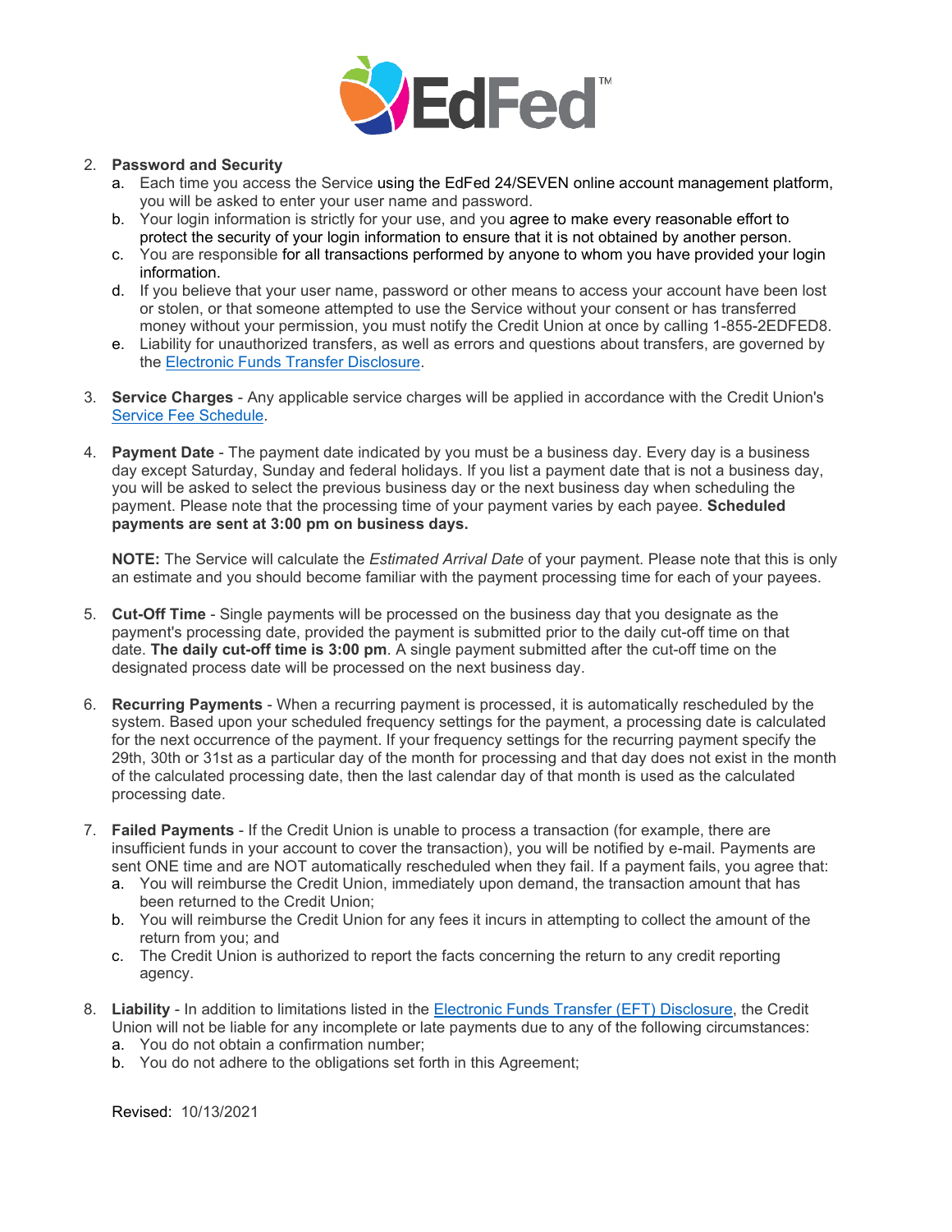2. **Password and Security**
   a. Each time you access the Service using the EdFed 24/SEVEN online account management platform, you will be asked to enter your user name and password.
   b. Your login information is strictly for your use, and you agree to make every reasonable effort to protect the security of your login information to ensure that it is not obtained by another person.
   c. You are responsible for all transactions performed by anyone to whom you have provided your login information.
   d. If you believe that your user name, password or other means to access your account have been lost or stolen, or that someone attempted to use the Service without your consent or has transferred money without your permission, you must notify the Credit Union at once by calling 1-855-2EDFED8.
   e. Liability for unauthorized transfers, as well as errors and questions about transfers, are governed by the [Electronic Funds Transfer Disclosure](#).

3. **Service Charges** - Any applicable service charges will be applied in accordance with the Credit Union's [Service Fee Schedule](#).

4. **Payment Date** - The payment date indicated by you must be a business day. Every day is a business day except Saturday, Sunday and federal holidays. If you list a payment date that is not a business day, you will be asked to select the previous business day or the next business day when scheduling the payment. Please note that the processing time of your payment varies by each payee. **Scheduled payments are sent at 3:00 pm on business days.**

   **NOTE:** The Service will calculate the *Estimated Arrival Date* of your payment. Please note that this is only an estimate and you should become familiar with the payment processing time for each of your payees.

5. **Cut-Off Time** - Single payments will be processed on the business day that you designate as the payment's processing date, provided the payment is submitted prior to the daily cut-off time on that date. **The daily cut-off time is 3:00 pm**. A single payment submitted after the cut-off time on the designated process date will be processed on the next business day.

6. **Recurring Payments** - When a recurring payment is processed, it is automatically rescheduled by the system. Based upon your scheduled frequency settings for the payment, a processing date is calculated for the next occurrence of the payment. If your frequency settings for the recurring payment specify the 29th, 30th or 31st as a particular day of the month for processing and that day does not exist in the month of the calculated processing date, then the last calendar day of that month is used as the calculated processing date.

7. **Failed Payments** - If the Credit Union is unable to process a transaction (for example, there are insufficient funds in your account to cover the transaction), you will be notified by e-mail. Payments are sent ONE time and are NOT automatically rescheduled when they fail. If a payment fails, you agree that:
   a. You will reimburse the Credit Union, immediately upon demand, the transaction amount that has been returned to the Credit Union;
   b. You will reimburse the Credit Union for any fees it incurs in attempting to collect the amount of the return from you; and
   c. The Credit Union is authorized to report the facts concerning the return to any credit reporting agency.

8. **Liability** - In addition to limitations listed in the [Electronic Funds Transfer (EFT) Disclosure](#), the Credit Union will not be liable for any incomplete or late payments due to any of the following circumstances:
   a. You do not obtain a confirmation number;
   b. You do not adhere to the obligations set forth in this Agreement;

Revised: 10/13/2021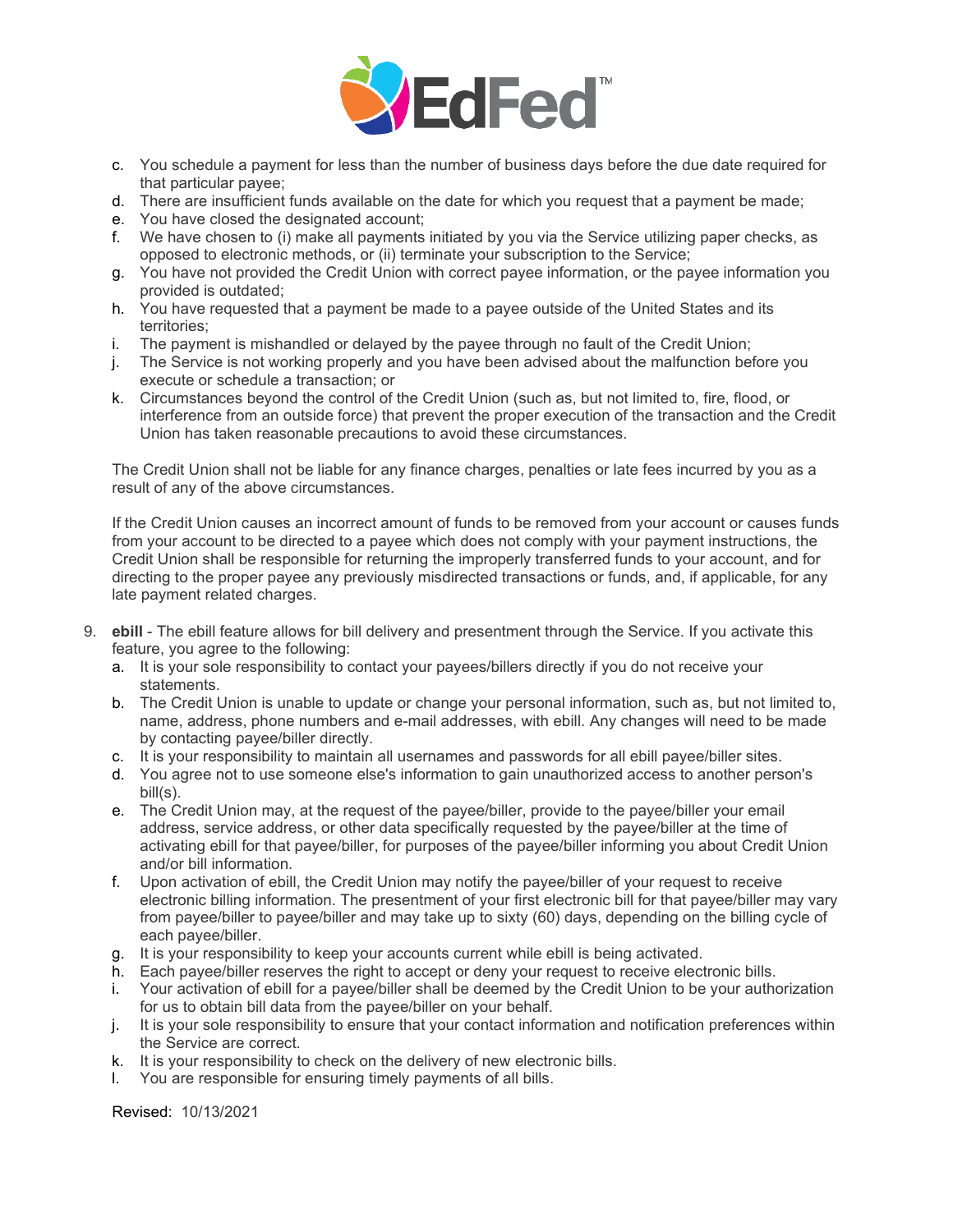c. You schedule a payment for less than the number of business days before the due date required for that particular payee;
d. There are insufficient funds available on the date for which you request that a payment be made;
e. You have closed the designated account;
f. We have chosen to (i) make all payments initiated by you via the Service utilizing paper checks, as opposed to electronic methods, or (ii) terminate your subscription to the Service;
g. You have not provided the Credit Union with correct payee information, or the payee information you provided is outdated;
h. You have requested that a payment be made to a payee outside of the United States and its territories;
i. The payment is mishandled or delayed by the payee through no fault of the Credit Union;
j. The Service is not working properly and you have been advised about the malfunction before you execute or schedule a transaction; or
k. Circumstances beyond the control of the Credit Union (such as, but not limited to, fire, flood, or interference from an outside force) that prevent the proper execution of the transaction and the Credit Union has taken reasonable precautions to avoid these circumstances.

The Credit Union shall not be liable for any finance charges, penalties or late fees incurred by you as a result of any of the above circumstances.

If the Credit Union causes an incorrect amount of funds to be removed from your account or causes funds from your account to be directed to a payee which does not comply with your payment instructions, the Credit Union shall be responsible for returning the improperly transferred funds to your account, and for directing to the proper payee any previously misdirected transactions or funds, and, if applicable, for any late payment related charges.

9. **ebill** - The ebill feature allows for bill delivery and presentment through the Service. If you activate this feature, you agree to the following:
   a. It is your sole responsibility to contact your payees/billers directly if you do not receive your statements.
   b. The Credit Union is unable to update or change your personal information, such as, but not limited to, name, address, phone numbers and e-mail addresses, with ebill. Any changes will need to be made by contacting payee/biller directly.
   c. It is your responsibility to maintain all usernames and passwords for all ebill payee/biller sites.
   d. You agree not to use someone else's information to gain unauthorized access to another person's bill(s).
   e. The Credit Union may, at the request of the payee/biller, provide to the payee/biller your email address, service address, or other data specifically requested by the payee/biller at the time of activating ebill for that payee/biller, for purposes of the payee/biller informing you about Credit Union and/or bill information.
   f. Upon activation of ebill, the Credit Union may notify the payee/biller of your request to receive electronic billing information. The presentment of your first electronic bill for that payee/biller may vary from payee/biller to payee/biller and may take up to sixty (60) days, depending on the billing cycle of each payee/biller.
   g. It is your responsibility to keep your accounts current while ebill is being activated.
   h. Each payee/biller reserves the right to accept or deny your request to receive electronic bills.
   i. Your activation of ebill for a payee/biller shall be deemed by the Credit Union to be your authorization for us to obtain bill data from the payee/biller on your behalf.
   j. It is your sole responsibility to ensure that your contact information and notification preferences within the Service are correct.
   k. It is your responsibility to check on the delivery of new electronic bills.
   l. You are responsible for ensuring timely payments of all bills.

Revised: 10/13/2021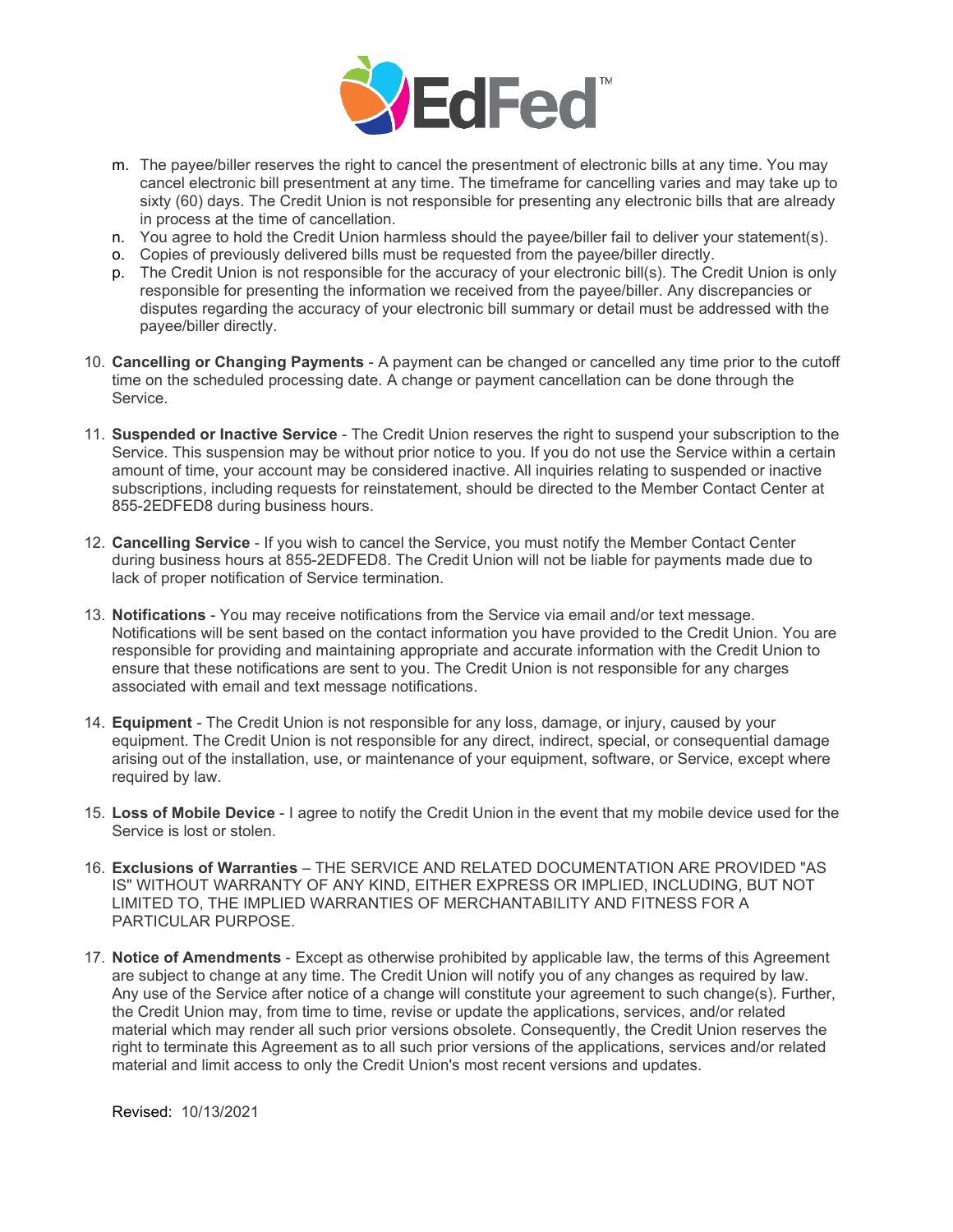m. The payee/biller reserves the right to cancel the presentment of electronic bills at any time. You may cancel electronic bill presentment at any time. The timeframe for cancelling varies and may take up to sixty (60) days. The Credit Union is not responsible for presenting any electronic bills that are already in process at the time of cancellation.
n. You agree to hold the Credit Union harmless should the payee/biller fail to deliver your statement(s).
o. Copies of previously delivered bills must be requested from the payee/biller directly.
p. The Credit Union is not responsible for the accuracy of your electronic bill(s). The Credit Union is only responsible for presenting the information we received from the payee/biller. Any discrepancies or disputes regarding the accuracy of your electronic bill summary or detail must be addressed with the payee/biller directly.

10. **Cancelling or Changing Payments** - A payment can be changed or cancelled any time prior to the cutoff time on the scheduled processing date. A change or payment cancellation can be done through the Service.

11. **Suspended or Inactive Service** - The Credit Union reserves the right to suspend your subscription to the Service. This suspension may be without prior notice to you. If you do not use the Service within a certain amount of time, your account may be considered inactive. All inquiries relating to suspended or inactive subscriptions, including requests for reinstatement, should be directed to the Member Contact Center at 855-2EDFED8 during business hours.

12. **Cancelling Service** - If you wish to cancel the Service, you must notify the Member Contact Center during business hours at 855-2EDFED8. The Credit Union will not be liable for payments made due to lack of proper notification of Service termination.

13. **Notifications** - You may receive notifications from the Service via email and/or text message. Notifications will be sent based on the contact information you have provided to the Credit Union. You are responsible for providing and maintaining appropriate and accurate information with the Credit Union to ensure that these notifications are sent to you. The Credit Union is not responsible for any charges associated with email and text message notifications.

14. **Equipment** - The Credit Union is not responsible for any loss, damage, or injury, caused by your equipment. The Credit Union is not responsible for any direct, indirect, special, or consequential damage arising out of the installation, use, or maintenance of your equipment, software, or Service, except where required by law.

15. **Loss of Mobile Device** - I agree to notify the Credit Union in the event that my mobile device used for the Service is lost or stolen.

16. **Exclusions of Warranties** – THE SERVICE AND RELATED DOCUMENTATION ARE PROVIDED "AS IS" WITHOUT WARRANTY OF ANY KIND, EITHER EXPRESS OR IMPLIED, INCLUDING, BUT NOT LIMITED TO, THE IMPLIED WARRANTIES OF MERCHANTABILITY AND FITNESS FOR A PARTICULAR PURPOSE.

17. **Notice of Amendments** - Except as otherwise prohibited by applicable law, the terms of this Agreement are subject to change at any time. The Credit Union will notify you of any changes as required by law. Any use of the Service after notice of a change will constitute your agreement to such change(s). Further, the Credit Union may, from time to time, revise or update the applications, services, and/or related material which may render all such prior versions obsolete. Consequently, the Credit Union reserves the right to terminate this Agreement as to all such prior versions of the applications, services and/or related material and limit access to only the Credit Union's most recent versions and updates.

Revised: 10/13/2021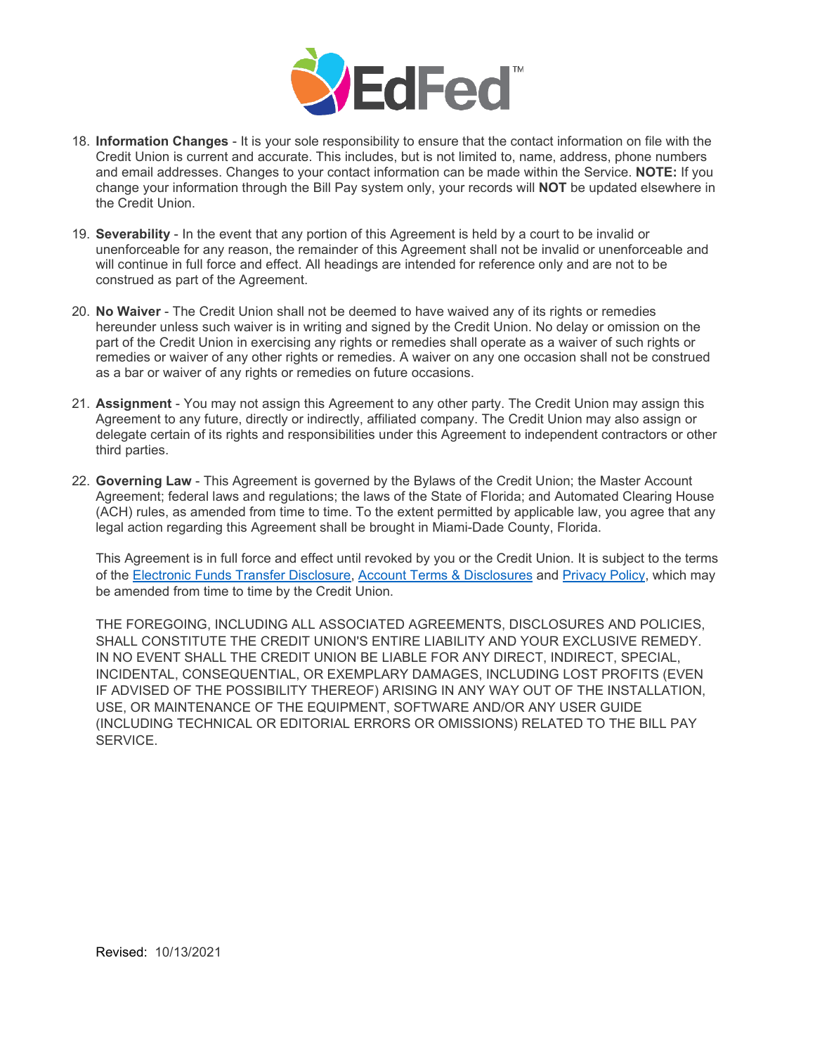18. **Information Changes** - It is your sole responsibility to ensure that the contact information on file with the Credit Union is current and accurate. This includes, but is not limited to, name, address, phone numbers and email addresses. Changes to your contact information can be made within the Service. **NOTE:** If you change your information through the Bill Pay system only, your records will **NOT** be updated elsewhere in the Credit Union.

19. **Severability** - In the event that any portion of this Agreement is held by a court to be invalid or unenforceable for any reason, the remainder of this Agreement shall not be invalid or unenforceable and will continue in full force and effect. All headings are intended for reference only and are not to be construed as part of the Agreement.

20. **No Waiver** - The Credit Union shall not be deemed to have waived any of its rights or remedies hereunder unless such waiver is in writing and signed by the Credit Union. No delay or omission on the part of the Credit Union in exercising any rights or remedies shall operate as a waiver of such rights or remedies or waiver of any other rights or remedies. A waiver on any one occasion shall not be construed as a bar or waiver of any rights or remedies on future occasions.

21. **Assignment** - You may not assign this Agreement to any other party. The Credit Union may assign this Agreement to any future, directly or indirectly, affiliated company. The Credit Union may also assign or delegate certain of its rights and responsibilities under this Agreement to independent contractors or other third parties.

22. **Governing Law** - This Agreement is governed by the Bylaws of the Credit Union; the Master Account Agreement; federal laws and regulations; the laws of the State of Florida; and Automated Clearing House (ACH) rules, as amended from time to time. To the extent permitted by applicable law, you agree that any legal action regarding this Agreement shall be brought in Miami-Dade County, Florida.

    This Agreement is in full force and effect until revoked by you or the Credit Union. It is subject to the terms of the Electronic Funds Transfer Disclosure, Account Terms & Disclosures and Privacy Policy, which may be amended from time to time by the Credit Union.

    THE FOREGOING, INCLUDING ALL ASSOCIATED AGREEMENTS, DISCLOSURES AND POLICIES, SHALL CONSTITUTE THE CREDIT UNION'S ENTIRE LIABILITY AND YOUR EXCLUSIVE REMEDY. IN NO EVENT SHALL THE CREDIT UNION BE LIABLE FOR ANY DIRECT, INDIRECT, SPECIAL, INCIDENTAL, CONSEQUENTIAL, OR EXEMPLARY DAMAGES, INCLUDING LOST PROFITS (EVEN IF ADVISED OF THE POSSIBILITY THEREOF) ARISING IN ANY WAY OUT OF THE INSTALLATION, USE, OR MAINTENANCE OF THE EQUIPMENT, SOFTWARE AND/OR ANY USER GUIDE (INCLUDING TECHNICAL OR EDITORIAL ERRORS OR OMISSIONS) RELATED TO THE BILL PAY SERVICE.

Revised: 10/13/2021